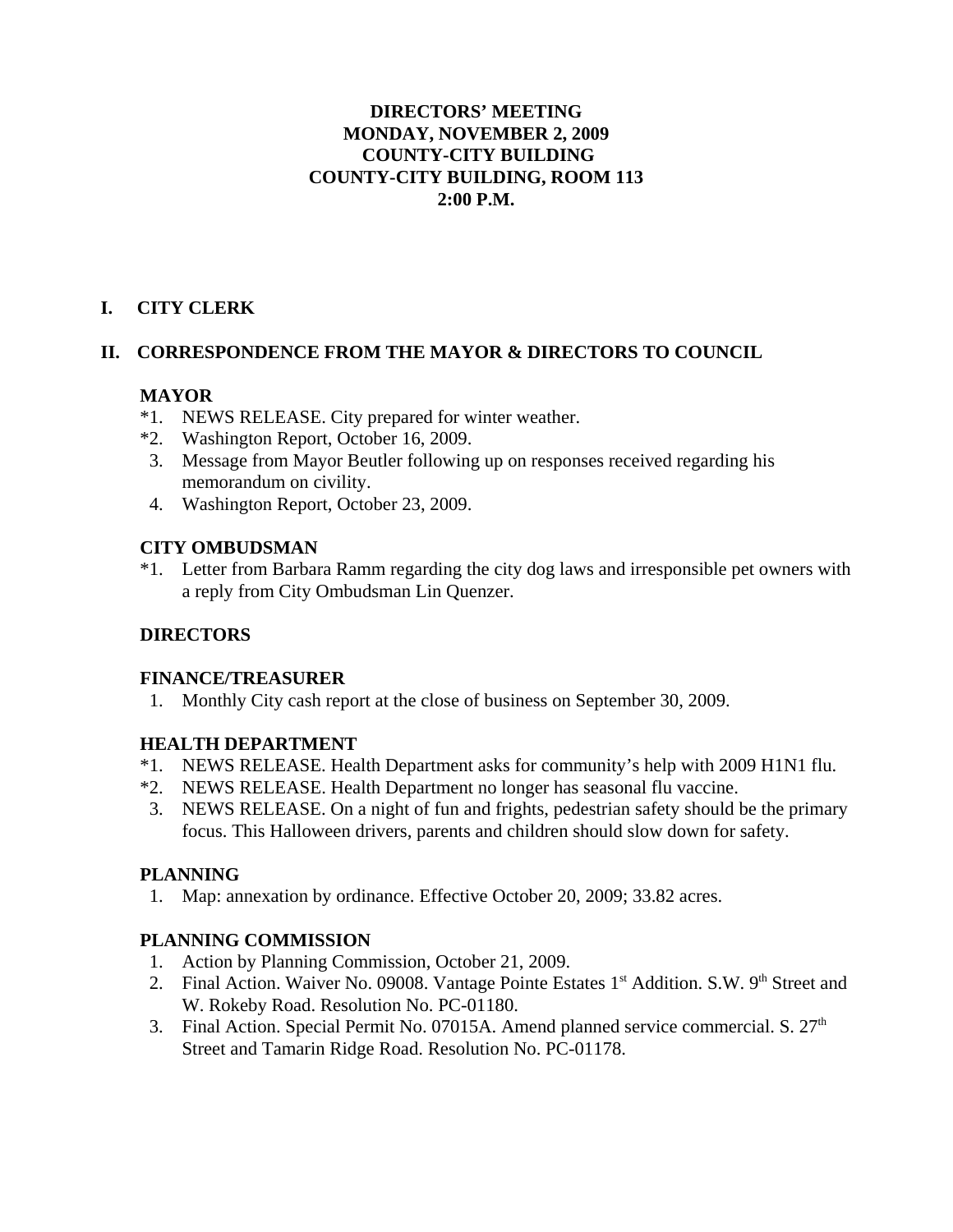**DIRECTORS' MEETING**
**MONDAY, NOVEMBER 2, 2009**
**COUNTY-CITY BUILDING**
**COUNTY-CITY BUILDING, ROOM 113**
**2:00 P.M.**

## I. CITY CLERK

## II. CORRESPONDENCE FROM THE MAYOR & DIRECTORS TO COUNCIL

### MAYOR

*1. NEWS RELEASE. City prepared for winter weather.
*2. Washington Report, October 16, 2009.
3. Message from Mayor Beutler following up on responses received regarding his memorandum on civility.
4. Washington Report, October 23, 2009.

### CITY OMBUDSMAN

*1. Letter from Barbara Ramm regarding the city dog laws and irresponsible pet owners with a reply from City Ombudsman Lin Quenzer.

### DIRECTORS

### FINANCE/TREASURER

1. Monthly City cash report at the close of business on September 30, 2009.

### HEALTH DEPARTMENT

*1. NEWS RELEASE. Health Department asks for community's help with 2009 H1N1 flu.
*2. NEWS RELEASE. Health Department no longer has seasonal flu vaccine.
3. NEWS RELEASE. On a night of fun and frights, pedestrian safety should be the primary focus. This Halloween drivers, parents and children should slow down for safety.

### PLANNING

1. Map: annexation by ordinance. Effective October 20, 2009; 33.82 acres.

### PLANNING COMMISSION

1. Action by Planning Commission, October 21, 2009.
2. Final Action. Waiver No. 09008. Vantage Pointe Estates 1st Addition. S.W. 9th Street and W. Rokeby Road. Resolution No. PC-01180.
3. Final Action. Special Permit No. 07015A. Amend planned service commercial. S. 27th Street and Tamarin Ridge Road. Resolution No. PC-01178.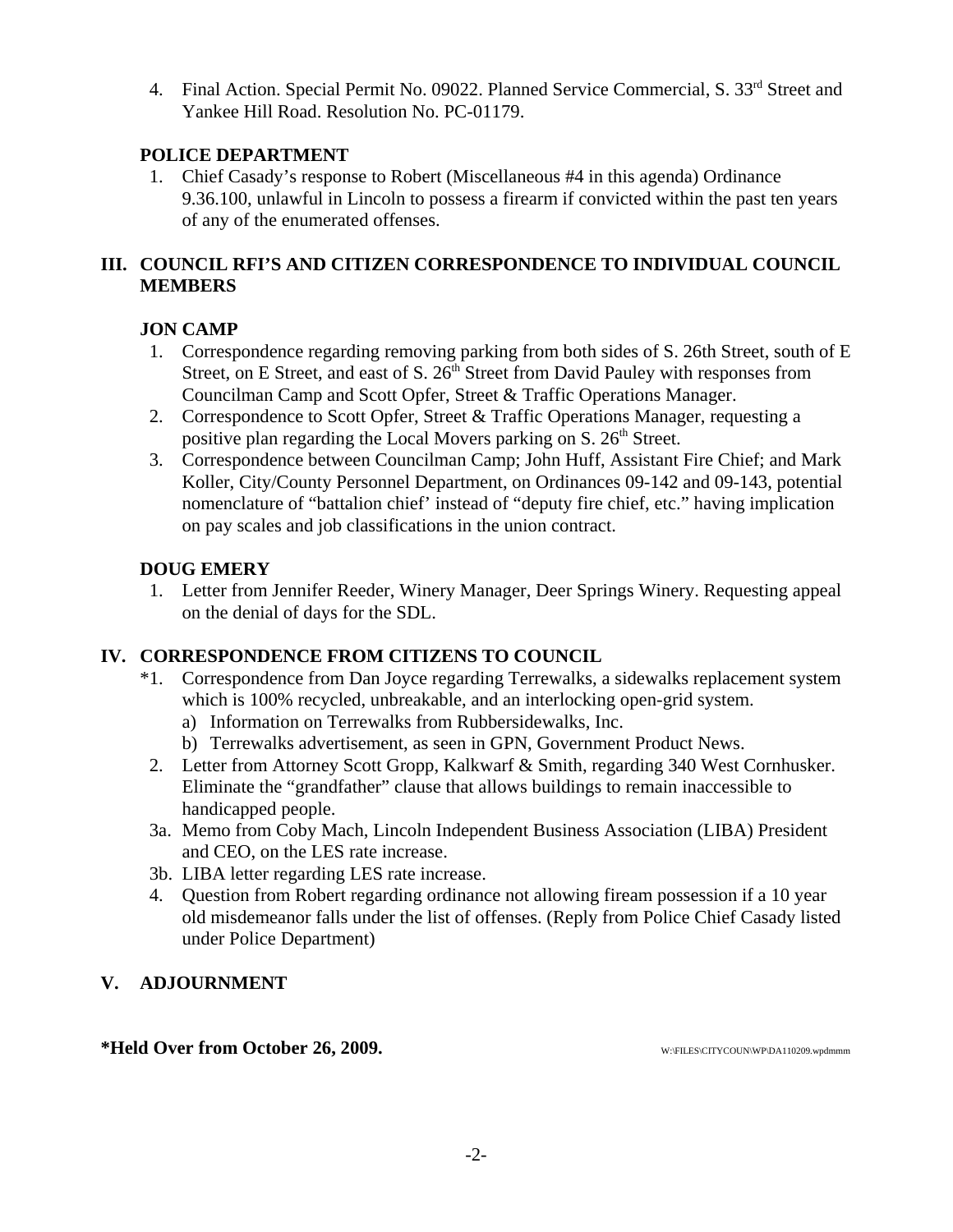4. Final Action. Special Permit No. 09022. Planned Service Commercial, S. 33rd Street and Yankee Hill Road. Resolution No. PC-01179.

### POLICE DEPARTMENT

1. Chief Casady's response to Robert (Miscellaneous #4 in this agenda) Ordinance 9.36.100, unlawful in Lincoln to possess a firearm if convicted within the past ten years of any of the enumerated offenses.

## III. COUNCIL RFI'S AND CITIZEN CORRESPONDENCE TO INDIVIDUAL COUNCIL MEMBERS

### JON CAMP

1. Correspondence regarding removing parking from both sides of S. 26th Street, south of E Street, on E Street, and east of S. 26th Street from David Pauley with responses from Councilman Camp and Scott Opfer, Street & Traffic Operations Manager.
2. Correspondence to Scott Opfer, Street & Traffic Operations Manager, requesting a positive plan regarding the Local Movers parking on S. 26th Street.
3. Correspondence between Councilman Camp; John Huff, Assistant Fire Chief; and Mark Koller, City/County Personnel Department, on Ordinances 09-142 and 09-143, potential nomenclature of "battalion chief' instead of "deputy fire chief, etc." having implication on pay scales and job classifications in the union contract.

### DOUG EMERY

1. Letter from Jennifer Reeder, Winery Manager, Deer Springs Winery. Requesting appeal on the denial of days for the SDL.

## IV. CORRESPONDENCE FROM CITIZENS TO COUNCIL

*1. Correspondence from Dan Joyce regarding Terrewalks, a sidewalks replacement system which is 100% recycled, unbreakable, and an interlocking open-grid system.
   a) Information on Terrewalks from Rubbersidewalks, Inc.
   b) Terrewalks advertisement, as seen in GPN, Government Product News.

2. Letter from Attorney Scott Gropp, Kalkwarf & Smith, regarding 340 West Cornhusker. Eliminate the "grandfather" clause that allows buildings to remain inaccessible to handicapped people.

3a. Memo from Coby Mach, Lincoln Independent Business Association (LIBA) President and CEO, on the LES rate increase.

3b. LIBA letter regarding LES rate increase.

4. Question from Robert regarding ordinance not allowing fiream possession if a 10 year old misdemeanor falls under the list of offenses. (Reply from Police Chief Casady listed under Police Department)

## V. ADJOURNMENT

**\*Held Over from October 26, 2009.** W:\FILES\CITYCOUN\WP\DA110209.wpdmmm